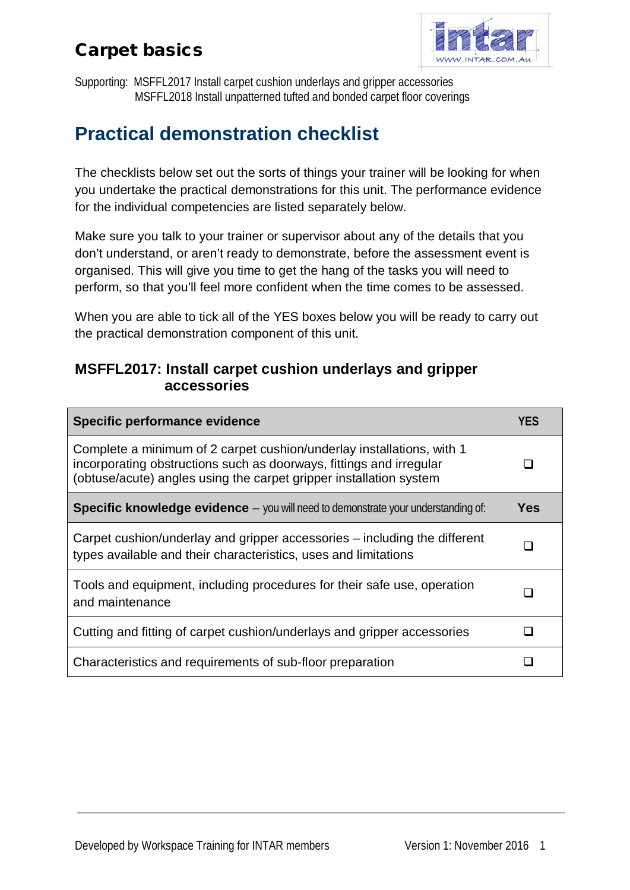# Carpet basics

Supporting: MSFFL2017 Install carpet cushion underlays and gripper accessories
MSFFL2018 Install unpatterned tufted and bonded carpet floor coverings

## Practical demonstration checklist

The checklists below set out the sorts of things your trainer will be looking for when you undertake the practical demonstrations for this unit. The performance evidence for the individual competencies are listed separately below.

Make sure you talk to your trainer or supervisor about any of the details that you don't understand, or aren't ready to demonstrate, before the assessment event is organised. This will give you time to get the hang of the tasks you will need to perform, so that you'll feel more confident when the time comes to be assessed.

When you are able to tick all of the YES boxes below you will be ready to carry out the practical demonstration component of this unit.

### MSFFL2017: Install carpet cushion underlays and gripper accessories

| **Specific performance evidence** | **YES** |
|---|---|
| Complete a minimum of 2 carpet cushion/underlay installations, with 1 incorporating obstructions such as doorways, fittings and irregular (obtuse/acute) angles using the carpet gripper installation system | ❑ |
| **Specific knowledge evidence** – you will need to demonstrate your understanding of: | **Yes** |
| Carpet cushion/underlay and gripper accessories – including the different types available and their characteristics, uses and limitations | ❑ |
| Tools and equipment, including procedures for their safe use, operation and maintenance | ❑ |
| Cutting and fitting of carpet cushion/underlays and gripper accessories | ❑ |
| Characteristics and requirements of sub-floor preparation | ❑ |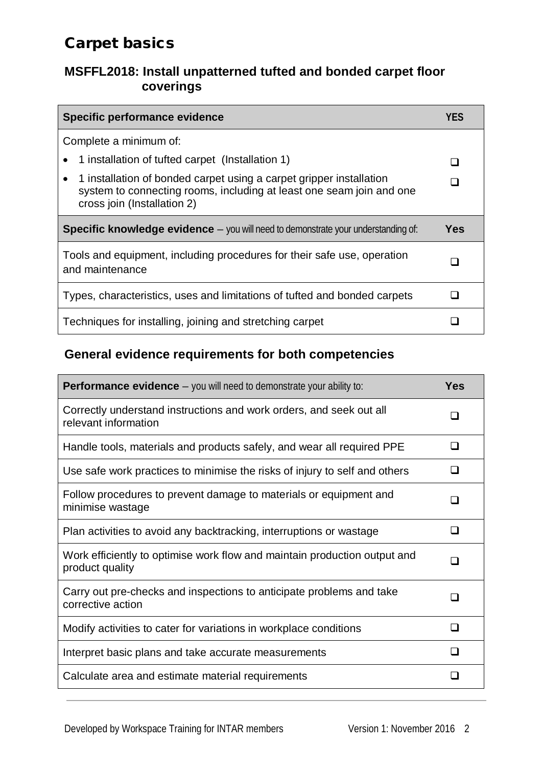# Carpet basics

## MSFFL2018: Install unpatterned tufted and bonded carpet floor coverings

| Specific performance evidence | YES |
|---|---|
| Complete a minimum of: | |
| • 1 installation of tufted carpet (Installation 1) | ❑ |
| • 1 installation of bonded carpet using a carpet gripper installation system to connecting rooms, including at least one seam join and one cross join (Installation 2) | ❑ |
| **Specific knowledge evidence** – you will need to demonstrate your understanding of: | **Yes** |
| Tools and equipment, including procedures for their safe use, operation and maintenance | ❑ |
| Types, characteristics, uses and limitations of tufted and bonded carpets | ❑ |
| Techniques for installing, joining and stretching carpet | ❑ |

## General evidence requirements for both competencies

| **Performance evidence** – you will need to demonstrate your ability to: | Yes |
|---|---|
| Correctly understand instructions and work orders, and seek out all relevant information | ❑ |
| Handle tools, materials and products safely, and wear all required PPE | ❑ |
| Use safe work practices to minimise the risks of injury to self and others | ❑ |
| Follow procedures to prevent damage to materials or equipment and minimise wastage | ❑ |
| Plan activities to avoid any backtracking, interruptions or wastage | ❑ |
| Work efficiently to optimise work flow and maintain production output and product quality | ❑ |
| Carry out pre-checks and inspections to anticipate problems and take corrective action | ❑ |
| Modify activities to cater for variations in workplace conditions | ❑ |
| Interpret basic plans and take accurate measurements | ❑ |
| Calculate area and estimate material requirements | ❑ |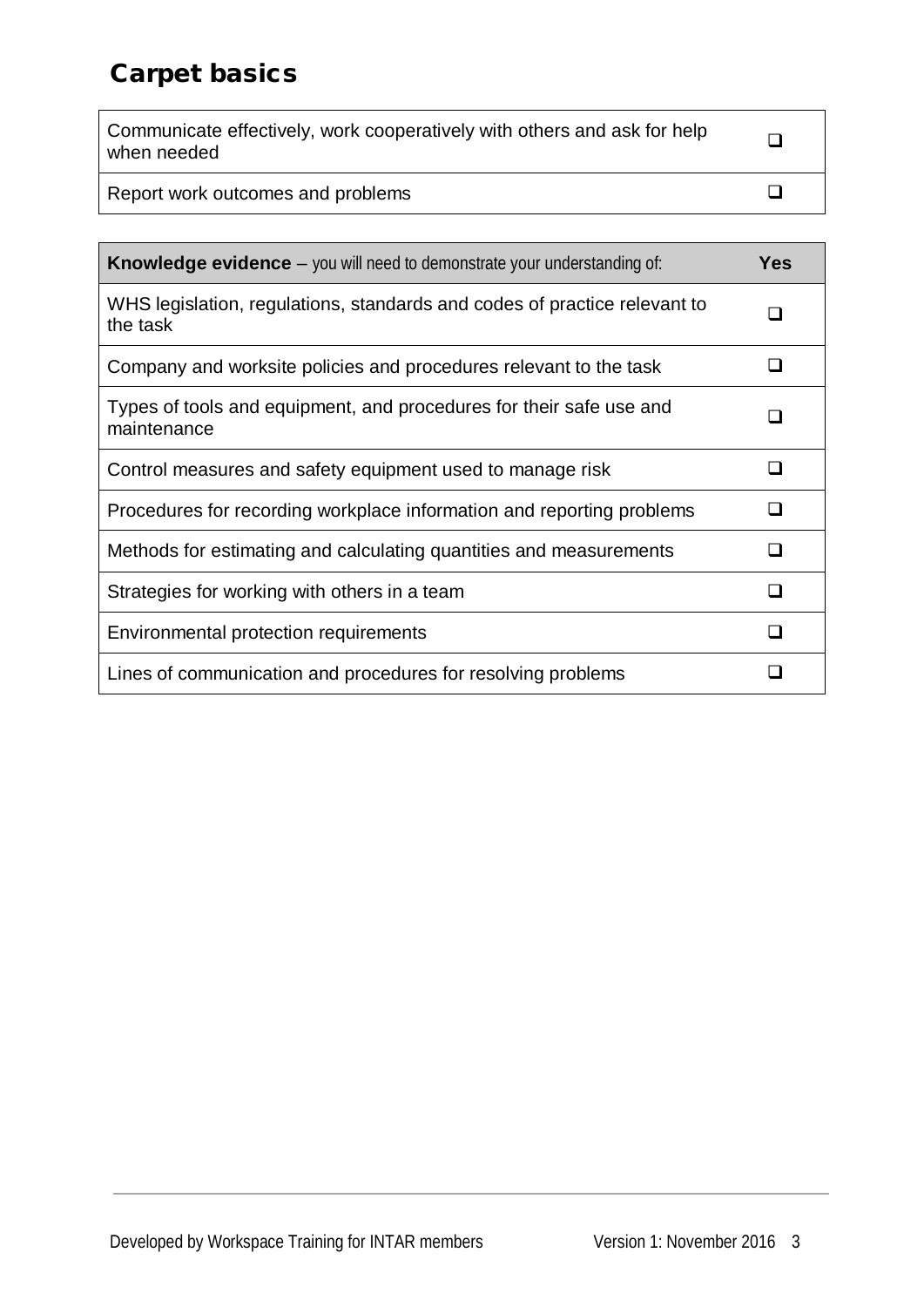# Carpet basics

| | |
|---|---|
| Communicate effectively, work cooperatively with others and ask for help when needed | ❑ |
| Report work outcomes and problems | ❑ |

| **Knowledge evidence** – you will need to demonstrate your understanding of: | **Yes** |
|---|---|
| WHS legislation, regulations, standards and codes of practice relevant to the task | ❑ |
| Company and worksite policies and procedures relevant to the task | ❑ |
| Types of tools and equipment, and procedures for their safe use and maintenance | ❑ |
| Control measures and safety equipment used to manage risk | ❑ |
| Procedures for recording workplace information and reporting problems | ❑ |
| Methods for estimating and calculating quantities and measurements | ❑ |
| Strategies for working with others in a team | ❑ |
| Environmental protection requirements | ❑ |
| Lines of communication and procedures for resolving problems | ❑ |